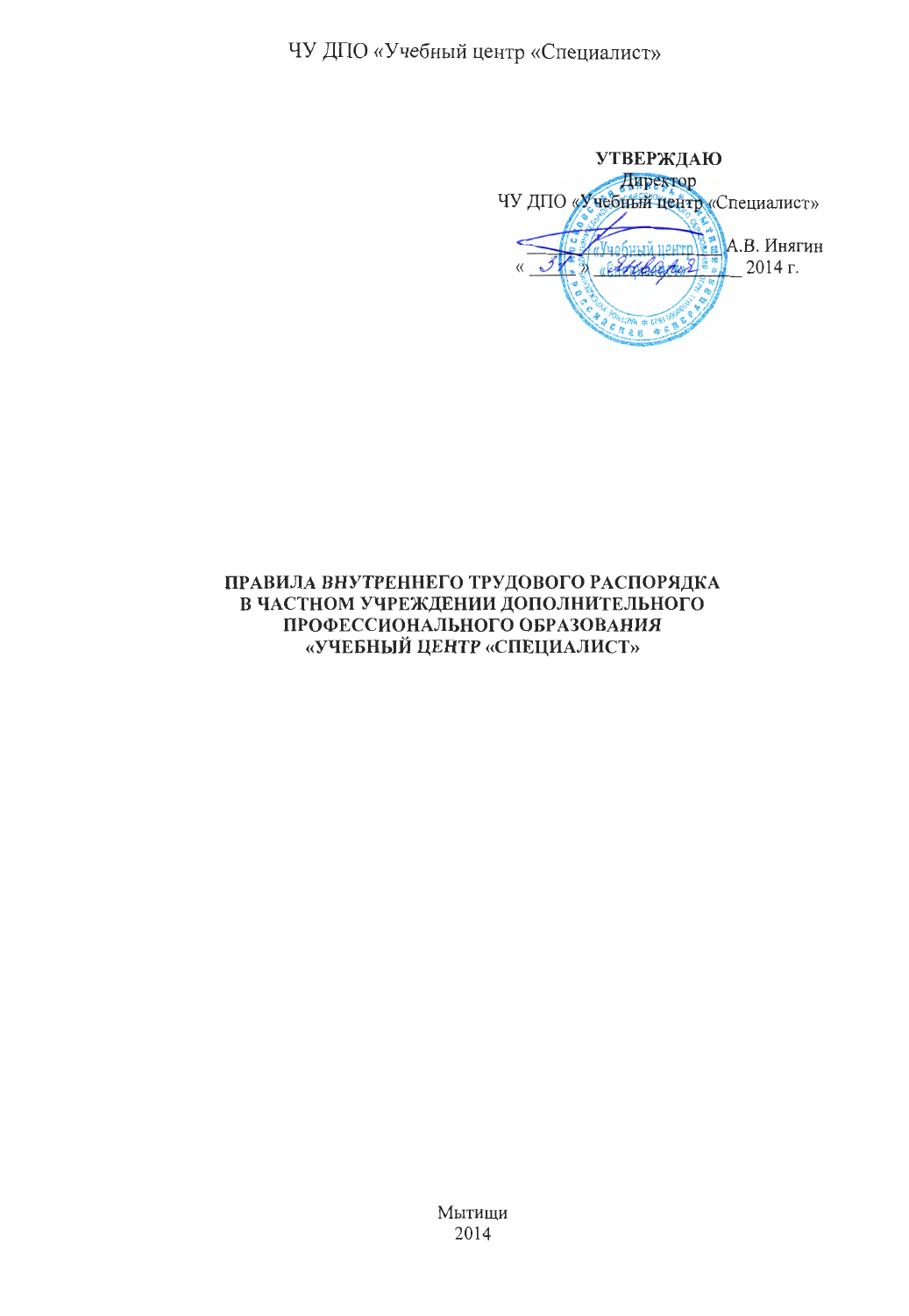ЧУ ДПО «Учебный центр «Специалист»

**УТВЕРЖДАЮ**
Директор
ЧУ ДПО «Учебный центр «Специалист»

\_\_\_\_\_\_\_\_\_\_\_\_\_\_\_\_ А.В. Инягин
« 31 » января 2014 г.

# ПРАВИЛА ВНУТРЕННЕГО ТРУДОВОГО РАСПОРЯДКА В ЧАСТНОМ УЧРЕЖДЕНИИ ДОПОЛНИТЕЛЬНОГО ПРОФЕССИОНАЛЬНОГО ОБРАЗОВАНИЯ «УЧЕБНЫЙ ЦЕНТР «СПЕЦИАЛИСТ»

Мытищи
2014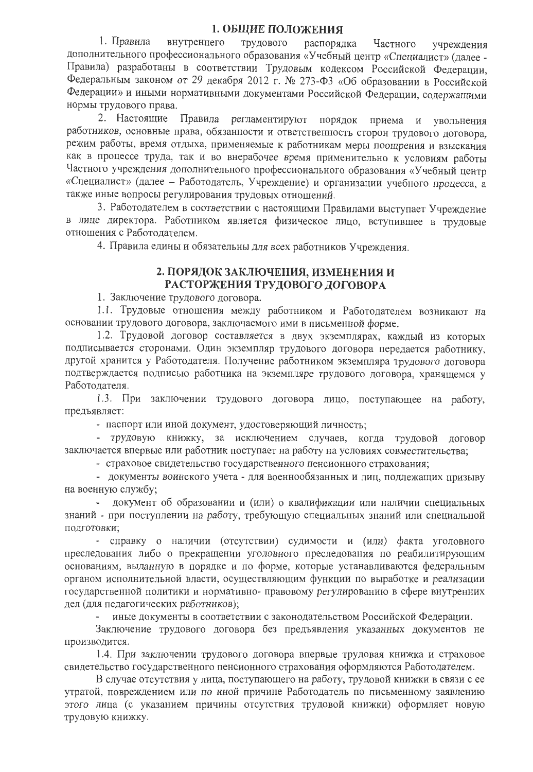## 1. ОБЩИЕ ПОЛОЖЕНИЯ

1. Правила внутреннего трудового распорядка Частного учреждения дополнительного профессионального образования «Учебный центр «Специалист» (далее - Правила) разработаны в соответствии Трудовым кодексом Российской Федерации, Федеральным законом от 29 декабря 2012 г. № 273-ФЗ «Об образовании в Российской Федерации» и иными нормативными документами Российской Федерации, содержащими нормы трудового права.

2. Настоящие Правила регламентируют порядок приема и увольнения работников, основные права, обязанности и ответственность сторон трудового договора, режим работы, время отдыха, применяемые к работникам меры поощрения и взыскания как в процессе труда, так и во внерабочее время применительно к условиям работы Частного учреждения дополнительного профессионального образования «Учебный центр «Специалист» (далее – Работодатель, Учреждение) и организации учебного процесса, а также иные вопросы регулирования трудовых отношений.

3. Работодателем в соответствии с настоящими Правилами выступает Учреждение в лице директора. Работником является физическое лицо, вступившее в трудовые отношения с Работодателем.

4. Правила едины и обязательны для всех работников Учреждения.

## 2. ПОРЯДОК ЗАКЛЮЧЕНИЯ, ИЗМЕНЕНИЯ И РАСТОРЖЕНИЯ ТРУДОВОГО ДОГОВОРА

1. Заключение трудового договора.

1.1. Трудовые отношения между работником и Работодателем возникают на основании трудового договора, заключаемого ими в письменной форме.

1.2. Трудовой договор составляется в двух экземплярах, каждый из которых подписывается сторонами. Один экземпляр трудового договора передается работнику, другой хранится у Работодателя. Получение работником экземпляра трудового договора подтверждается подписью работника на экземпляре трудового договора, хранящемся у Работодателя.

1.3. При заключении трудового договора лицо, поступающее на работу, предъявляет:

- паспорт или иной документ, удостоверяющий личность;
- трудовую книжку, за исключением случаев, когда трудовой договор заключается впервые или работник поступает на работу на условиях совместительства;
- страховое свидетельство государственного пенсионного страхования;
- документы воинского учета - для военнообязанных и лиц, подлежащих призыву на военную службу;
- документ об образовании и (или) о квалификации или наличии специальных знаний - при поступлении на работу, требующую специальных знаний или специальной подготовки;
- справку о наличии (отсутствии) судимости и (или) факта уголовного преследования либо о прекращении уголовного преследования по реабилитирующим основаниям, выданную в порядке и по форме, которые устанавливаются федеральным органом исполнительной власти, осуществляющим функции по выработке и реализации государственной политики и нормативно- правовому регулированию в сфере внутренних дел (для педагогических работников);
- иные документы в соответствии с законодательством Российской Федерации.

Заключение трудового договора без предъявления указанных документов не производится.

1.4. При заключении трудового договора впервые трудовая книжка и страховое свидетельство государственного пенсионного страхования оформляются Работодателем.

В случае отсутствия у лица, поступающего на работу, трудовой книжки в связи с ее утратой, повреждением или по иной причине Работодатель по письменному заявлению этого лица (с указанием причины отсутствия трудовой книжки) оформляет новую трудовую книжку.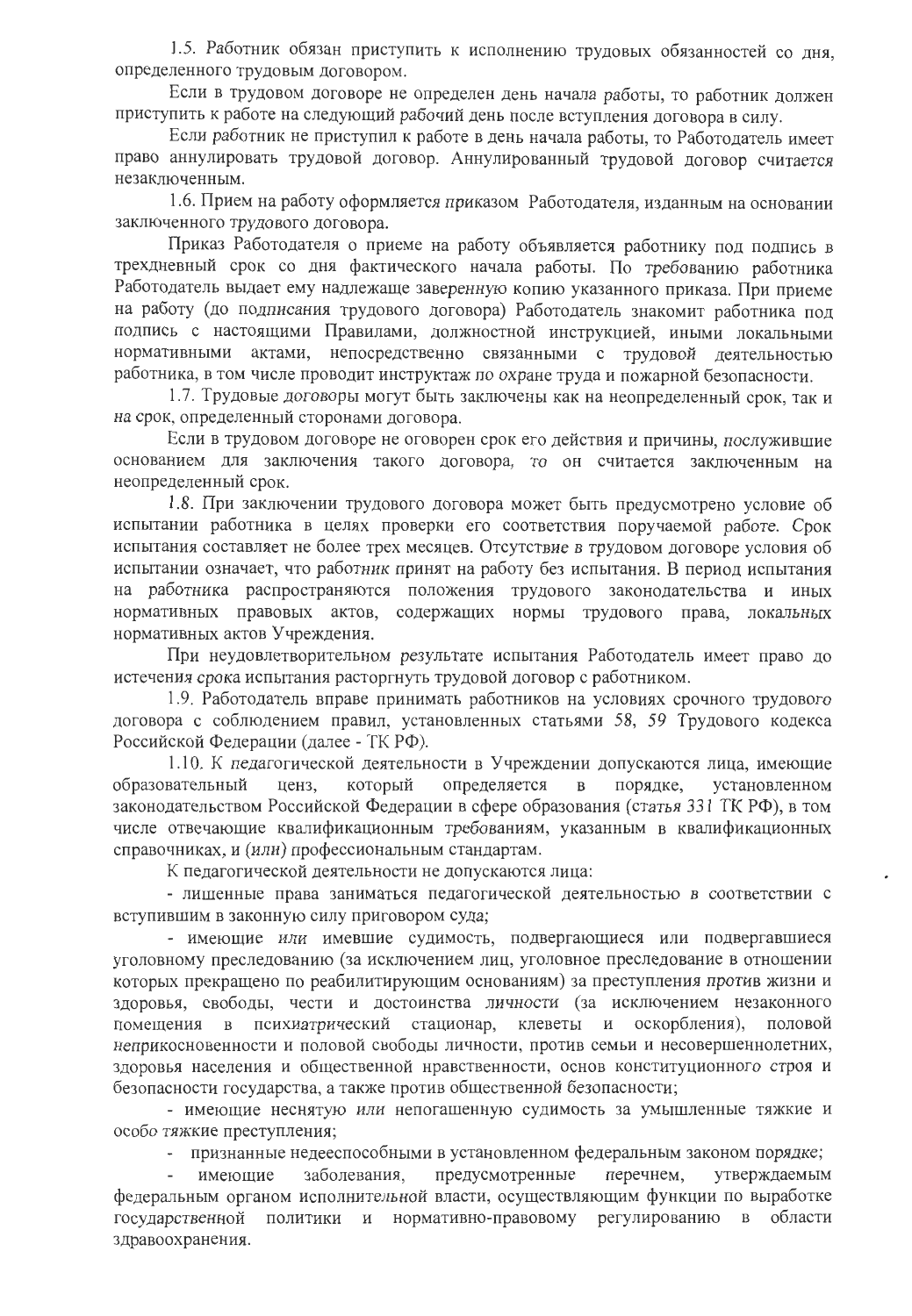1.5. Работник обязан приступить к исполнению трудовых обязанностей со дня, определенного трудовым договором.

Если в трудовом договоре не определен день начала работы, то работник должен приступить к работе на следующий рабочий день после вступления договора в силу.

Если работник не приступил к работе в день начала работы, то Работодатель имеет право аннулировать трудовой договор. Аннулированный трудовой договор считается незаключенным.

1.6. Прием на работу оформляется приказом Работодателя, изданным на основании заключенного трудового договора.

Приказ Работодателя о приеме на работу объявляется работнику под подпись в трехдневный срок со дня фактического начала работы. По требованию работника Работодатель выдает ему надлежаще заверенную копию указанного приказа. При приеме на работу (до подписания трудового договора) Работодатель знакомит работника под подпись с настоящими Правилами, должностной инструкцией, иными локальными нормативными актами, непосредственно связанными с трудовой деятельностью работника, в том числе проводит инструктаж по охране труда и пожарной безопасности.

1.7. Трудовые договоры могут быть заключены как на неопределенный срок, так и на срок, определенный сторонами договора.

Если в трудовом договоре не оговорен срок его действия и причины, послужившие основанием для заключения такого договора, то он считается заключенным на неопределенный срок.

1.8. При заключении трудового договора может быть предусмотрено условие об испытании работника в целях проверки его соответствия поручаемой работе. Срок испытания составляет не более трех месяцев. Отсутствие в трудовом договоре условия об испытании означает, что работник принят на работу без испытания. В период испытания на работника распространяются положения трудового законодательства и иных нормативных правовых актов, содержащих нормы трудового права, локальных нормативных актов Учреждения.

При неудовлетворительном результате испытания Работодатель имеет право до истечения срока испытания расторгнуть трудовой договор с работником.

1.9. Работодатель вправе принимать работников на условиях срочного трудового договора с соблюдением правил, установленных статьями 58, 59 Трудового кодекса Российской Федерации (далее - ТК РФ).

1.10. К педагогической деятельности в Учреждении допускаются лица, имеющие образовательный ценз, который определяется в порядке, установленном законодательством Российской Федерации в сфере образования (статья 331 ТК РФ), в том числе отвечающие квалификационным требованиям, указанным в квалификационных справочниках, и (или) профессиональным стандартам.

К педагогической деятельности не допускаются лица:

- лишенные права заниматься педагогической деятельностью в соответствии с вступившим в законную силу приговором суда;
- имеющие или имевшие судимость, подвергающиеся или подвергавшиеся уголовному преследованию (за исключением лиц, уголовное преследование в отношении которых прекращено по реабилитирующим основаниям) за преступления против жизни и здоровья, свободы, чести и достоинства личности (за исключением незаконного помещения в психиатрический стационар, клеветы и оскорбления), половой неприкосновенности и половой свободы личности, против семьи и несовершеннолетних, здоровья населения и общественной нравственности, основ конституционного строя и безопасности государства, а также против общественной безопасности;
- имеющие неснятую или непогашенную судимость за умышленные тяжкие и особо тяжкие преступления;
- признанные недееспособными в установленном федеральным законом порядке;
- имеющие заболевания, предусмотренные перечнем, утверждаемым федеральным органом исполнительной власти, осуществляющим функции по выработке государственной политики и нормативно-правовому регулированию в области здравоохранения.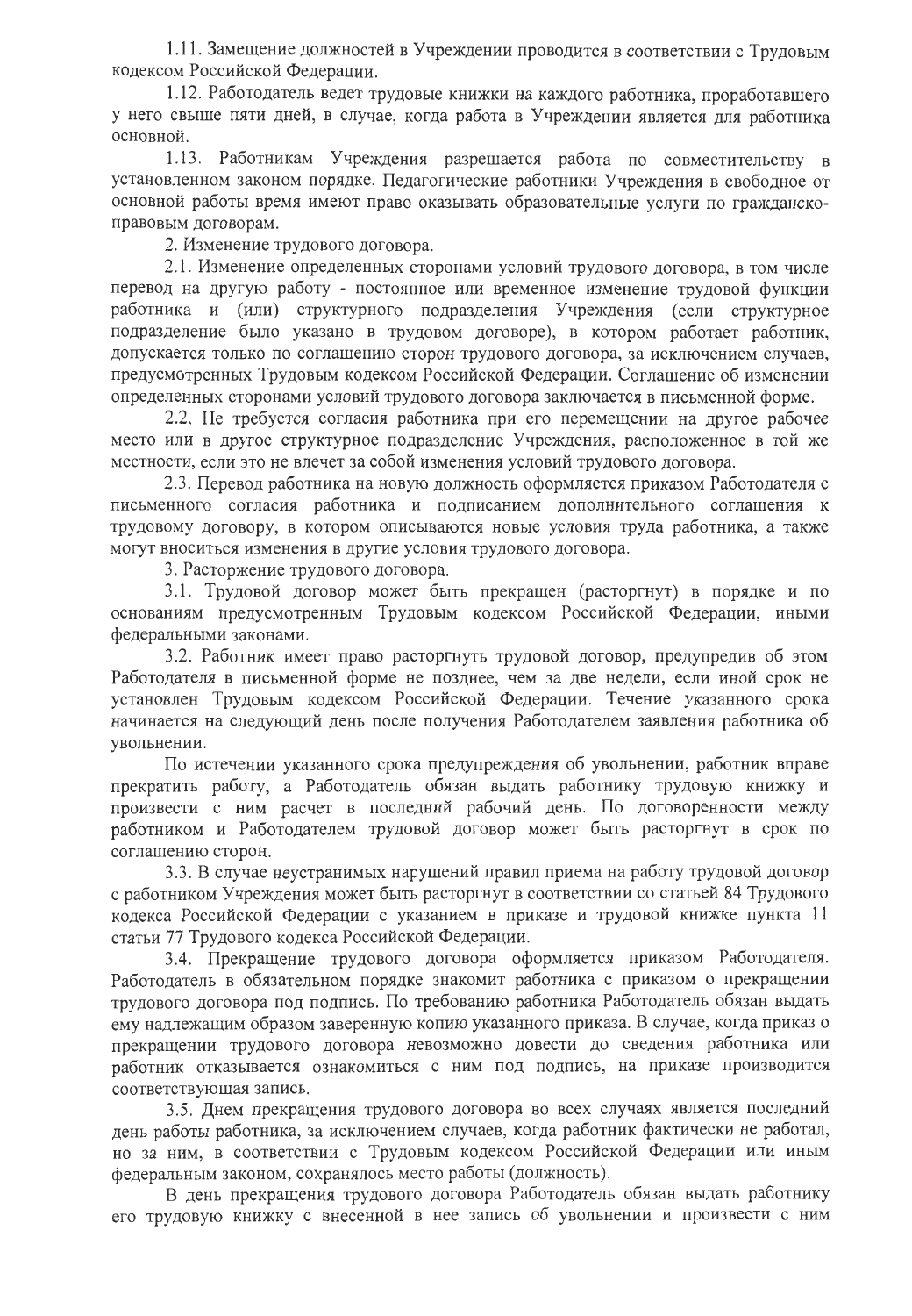1.11. Замещение должностей в Учреждении проводится в соответствии с Трудовым кодексом Российской Федерации.

1.12. Работодатель ведет трудовые книжки на каждого работника, проработавшего у него свыше пяти дней, в случае, когда работа в Учреждении является для работника основной.

1.13. Работникам Учреждения разрешается работа по совместительству в установленном законом порядке. Педагогические работники Учреждения в свободное от основной работы время имеют право оказывать образовательные услуги по гражданско-правовым договорам.

2. Изменение трудового договора.

2.1. Изменение определенных сторонами условий трудового договора, в том числе перевод на другую работу - постоянное или временное изменение трудовой функции работника и (или) структурного подразделения Учреждения (если структурное подразделение было указано в трудовом договоре), в котором работает работник, допускается только по соглашению сторон трудового договора, за исключением случаев, предусмотренных Трудовым кодексом Российской Федерации. Соглашение об изменении определенных сторонами условий трудового договора заключается в письменной форме.

2.2. Не требуется согласия работника при его перемещении на другое рабочее место или в другое структурное подразделение Учреждения, расположенное в той же местности, если это не влечет за собой изменения условий трудового договора.

2.3. Перевод работника на новую должность оформляется приказом Работодателя с письменного согласия работника и подписанием дополнительного соглашения к трудовому договору, в котором описываются новые условия труда работника, а также могут вноситься изменения в другие условия трудового договора.

3. Расторжение трудового договора.

3.1. Трудовой договор может быть прекращен (расторгнут) в порядке и по основаниям предусмотренным Трудовым кодексом Российской Федерации, иными федеральными законами.

3.2. Работник имеет право расторгнуть трудовой договор, предупредив об этом Работодателя в письменной форме не позднее, чем за две недели, если иной срок не установлен Трудовым кодексом Российской Федерации. Течение указанного срока начинается на следующий день после получения Работодателем заявления работника об увольнении.

По истечении указанного срока предупреждения об увольнении, работник вправе прекратить работу, а Работодатель обязан выдать работнику трудовую книжку и произвести с ним расчет в последний рабочий день. По договоренности между работником и Работодателем трудовой договор может быть расторгнут в срок по соглашению сторон.

3.3. В случае неустранимых нарушений правил приема на работу трудовой договор с работником Учреждения может быть расторгнут в соответствии со статьей 84 Трудового кодекса Российской Федерации с указанием в приказе и трудовой книжке пункта 11 статьи 77 Трудового кодекса Российской Федерации.

3.4. Прекращение трудового договора оформляется приказом Работодателя. Работодатель в обязательном порядке знакомит работника с приказом о прекращении трудового договора под подпись. По требованию работника Работодатель обязан выдать ему надлежащим образом заверенную копию указанного приказа. В случае, когда приказ о прекращении трудового договора невозможно довести до сведения работника или работник отказывается ознакомиться с ним под подпись, на приказе производится соответствующая запись.

3.5. Днем прекращения трудового договора во всех случаях является последний день работы работника, за исключением случаев, когда работник фактически не работал, но за ним, в соответствии с Трудовым кодексом Российской Федерации или иным федеральным законом, сохранялось место работы (должность).

В день прекращения трудового договора Работодатель обязан выдать работнику его трудовую книжку с внесенной в нее запись об увольнении и произвести с ним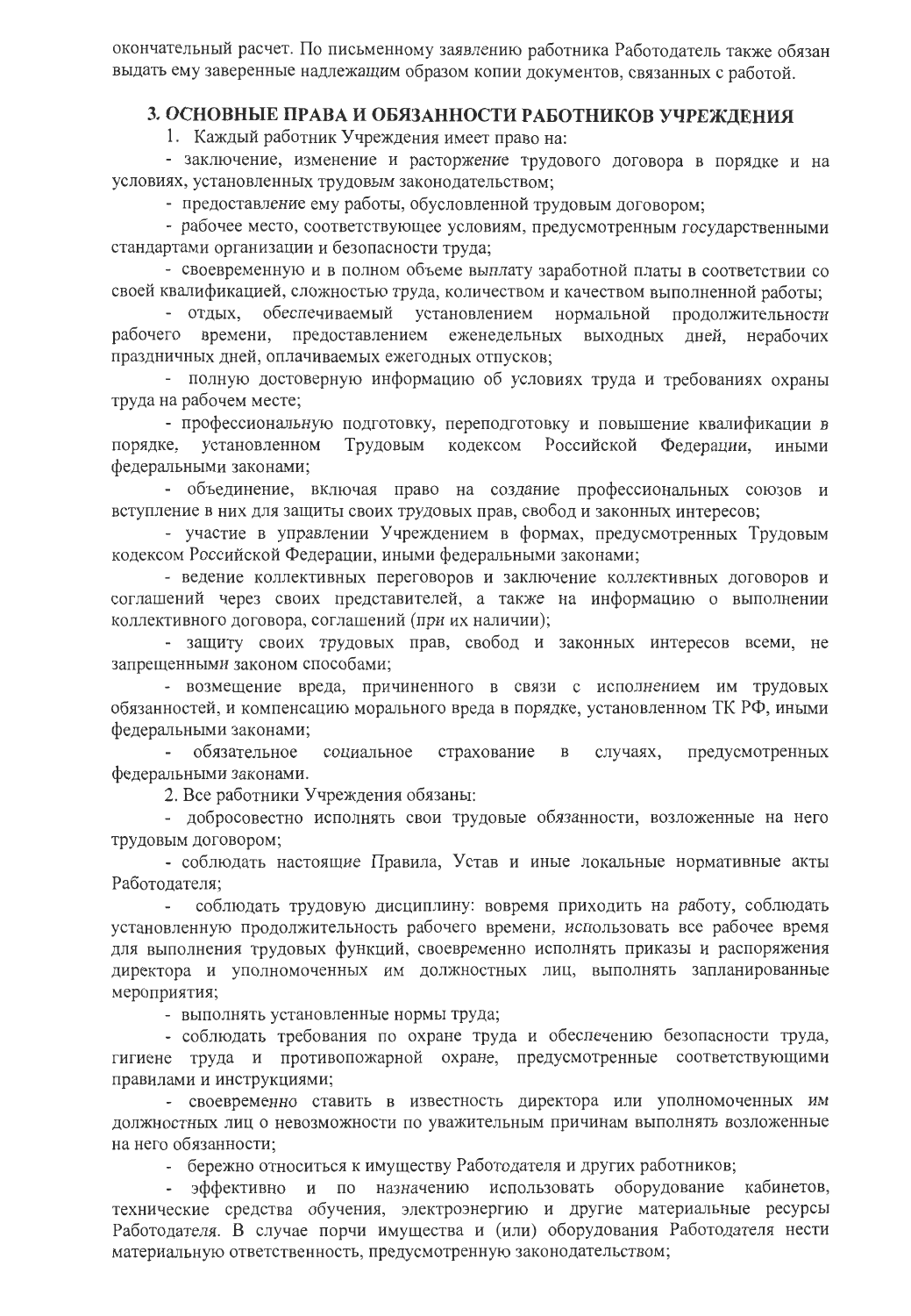окончательный расчет. По письменному заявлению работника Работодатель также обязан выдать ему заверенные надлежащим образом копии документов, связанных с работой.

## 3. ОСНОВНЫЕ ПРАВА И ОБЯЗАННОСТИ РАБОТНИКОВ УЧРЕЖДЕНИЯ

1. Каждый работник Учреждения имеет право на:

- заключение, изменение и расторжение трудового договора в порядке и на условиях, установленных трудовым законодательством;
- предоставление ему работы, обусловленной трудовым договором;
- рабочее место, соответствующее условиям, предусмотренным государственными стандартами организации и безопасности труда;
- своевременную и в полном объеме выплату заработной платы в соответствии со своей квалификацией, сложностью труда, количеством и качеством выполненной работы;
- отдых, обеспечиваемый установлением нормальной продолжительности рабочего времени, предоставлением еженедельных выходных дней, нерабочих праздничных дней, оплачиваемых ежегодных отпусков;
- полную достоверную информацию об условиях труда и требованиях охраны труда на рабочем месте;
- профессиональную подготовку, переподготовку и повышение квалификации в порядке, установленном Трудовым кодексом Российской Федерации, иными федеральными законами;
- объединение, включая право на создание профессиональных союзов и вступление в них для защиты своих трудовых прав, свобод и законных интересов;
- участие в управлении Учреждением в формах, предусмотренных Трудовым кодексом Российской Федерации, иными федеральными законами;
- ведение коллективных переговоров и заключение коллективных договоров и соглашений через своих представителей, а также на информацию о выполнении коллективного договора, соглашений (при их наличии);
- защиту своих трудовых прав, свобод и законных интересов всеми, не запрещенными законом способами;
- возмещение вреда, причиненного в связи с исполнением им трудовых обязанностей, и компенсацию морального вреда в порядке, установленном ТК РФ, иными федеральными законами;
- обязательное социальное страхование в случаях, предусмотренных федеральными законами.

2. Все работники Учреждения обязаны:

- добросовестно исполнять свои трудовые обязанности, возложенные на него трудовым договором;
- соблюдать настоящие Правила, Устав и иные локальные нормативные акты Работодателя;
- соблюдать трудовую дисциплину: вовремя приходить на работу, соблюдать установленную продолжительность рабочего времени, использовать все рабочее время для выполнения трудовых функций, своевременно исполнять приказы и распоряжения директора и уполномоченных им должностных лиц, выполнять запланированные мероприятия;
- выполнять установленные нормы труда;
- соблюдать требования по охране труда и обеспечению безопасности труда, гигиене труда и противопожарной охране, предусмотренные соответствующими правилами и инструкциями;
- своевременно ставить в известность директора или уполномоченных им должностных лиц о невозможности по уважительным причинам выполнять возложенные на него обязанности;
- бережно относиться к имуществу Работодателя и других работников;
- эффективно и по назначению использовать оборудование кабинетов, технические средства обучения, электроэнергию и другие материальные ресурсы Работодателя. В случае порчи имущества и (или) оборудования Работодателя нести материальную ответственность, предусмотренную законодательством;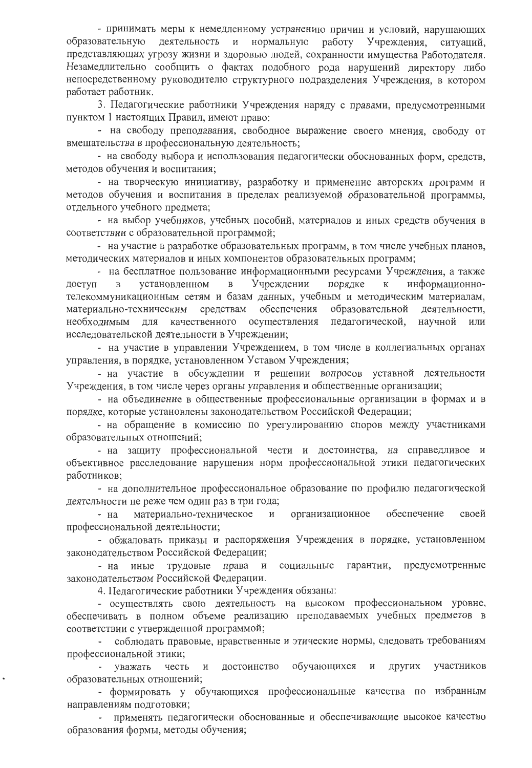- принимать меры к немедленному устранению причин и условий, нарушающих образовательную деятельность и нормальную работу Учреждения, ситуаций, представляющих угрозу жизни и здоровью людей, сохранности имущества Работодателя. Незамедлительно сообщить о фактах подобного рода нарушений директору либо непосредственному руководителю структурного подразделения Учреждения, в котором работает работник.

3. Педагогические работники Учреждения наряду с правами, предусмотренными пунктом 1 настоящих Правил, имеют право:

- на свободу преподавания, свободное выражение своего мнения, свободу от вмешательства в профессиональную деятельность;
- на свободу выбора и использования педагогически обоснованных форм, средств, методов обучения и воспитания;
- на творческую инициативу, разработку и применение авторских программ и методов обучения и воспитания в пределах реализуемой образовательной программы, отдельного учебного предмета;
- на выбор учебников, учебных пособий, материалов и иных средств обучения в соответствии с образовательной программой;
- на участие в разработке образовательных программ, в том числе учебных планов, методических материалов и иных компонентов образовательных программ;
- на бесплатное пользование информационными ресурсами Учреждения, а также доступ в установленном в Учреждении порядке к информационно-телекоммуникационным сетям и базам данных, учебным и методическим материалам, материально-техническим средствам обеспечения образовательной деятельности, необходимым для качественного осуществления педагогической, научной или исследовательской деятельности в Учреждении;
- на участие в управлении Учреждением, в том числе в коллегиальных органах управления, в порядке, установленном Уставом Учреждения;
- на участие в обсуждении и решении вопросов уставной деятельности Учреждения, в том числе через органы управления и общественные организации;
- на объединение в общественные профессиональные организации в формах и в порядке, которые установлены законодательством Российской Федерации;
- на обращение в комиссию по урегулированию споров между участниками образовательных отношений;
- на защиту профессиональной чести и достоинства, на справедливое и объективное расследование нарушения норм профессиональной этики педагогических работников;
- на дополнительное профессиональное образование по профилю педагогической деятельности не реже чем один раз в три года;
- на материально-техническое и организационное обеспечение своей профессиональной деятельности;
- обжаловать приказы и распоряжения Учреждения в порядке, установленном законодательством Российской Федерации;
- на иные трудовые права и социальные гарантии, предусмотренные законодательством Российской Федерации.

4. Педагогические работники Учреждения обязаны:

- осуществлять свою деятельность на высоком профессиональном уровне, обеспечивать в полном объеме реализацию преподаваемых учебных предметов в соответствии с утвержденной программой;
- соблюдать правовые, нравственные и этические нормы, следовать требованиям профессиональной этики;
- уважать честь и достоинство обучающихся и других участников образовательных отношений;
- формировать у обучающихся профессиональные качества по избранным направлениям подготовки;
- применять педагогически обоснованные и обеспечивающие высокое качество образования формы, методы обучения;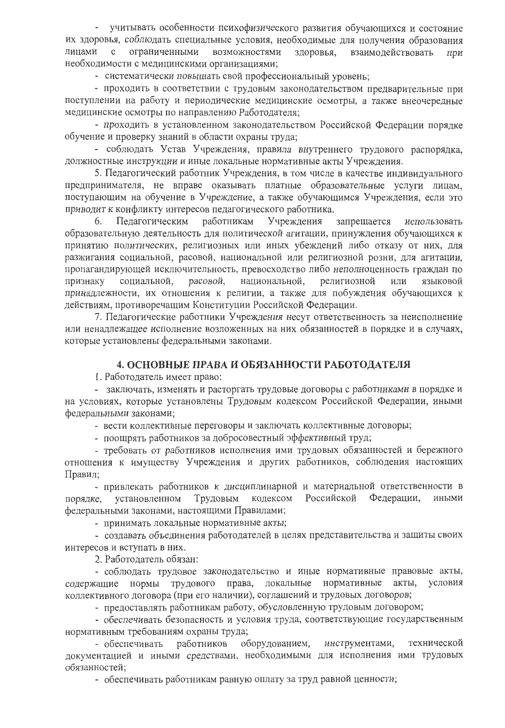- учитывать особенности психофизического развития обучающихся и состояние их здоровья, соблюдать специальные условия, необходимые для получения образования лицами с ограниченными возможностями здоровья, взаимодействовать при необходимости с медицинскими организациями;

- систематически повышать свой профессиональный уровень;

- проходить в соответствии с трудовым законодательством предварительные при поступлении на работу и периодические медицинские осмотры, а также внеочередные медицинские осмотры по направлению Работодателя;

- проходить в установленном законодательством Российской Федерации порядке обучение и проверку знаний в области охраны труда;

- соблюдать Устав Учреждения, правила внутреннего трудового распорядка, должностные инструкции и иные локальные нормативные акты Учреждения.

5. Педагогический работник Учреждения, в том числе в качестве индивидуального предпринимателя, не вправе оказывать платные образовательные услуги лицам, поступающим на обучение в Учреждение, а также обучающимся Учреждения, если это приводит к конфликту интересов педагогического работника.

6. Педагогическим работникам Учреждения запрещается использовать образовательную деятельность для политической агитации, принуждения обучающихся к принятию политических, религиозных или иных убеждений либо отказу от них, для разжигания социальной, расовой, национальной или религиозной розни, для агитации, пропагандирующей исключительность, превосходство либо неполноценность граждан по признаку социальной, расовой, национальной, религиозной или языковой принадлежности, их отношения к религии, а также для побуждения обучающихся к действиям, противоречащим Конституции Российской Федерации.

7. Педагогические работники Учреждения несут ответственность за неисполнение или ненадлежащее исполнение возложенных на них обязанностей в порядке и в случаях, которые установлены федеральными законами.

## 4. ОСНОВНЫЕ ПРАВА И ОБЯЗАННОСТИ РАБОТОДАТЕЛЯ

1. Работодатель имеет право:

- заключать, изменять и расторгать трудовые договоры с работниками в порядке и на условиях, которые установлены Трудовым кодексом Российской Федерации, иными федеральными законами;

- вести коллективные переговоры и заключать коллективные договоры;

- поощрять работников за добросовестный эффективный труд;

- требовать от работников исполнения ими трудовых обязанностей и бережного отношения к имуществу Учреждения и других работников, соблюдения настоящих Правил;

- привлекать работников к дисциплинарной и материальной ответственности в порядке, установленном Трудовым кодексом Российской Федерации, иными федеральными законами, настоящими Правилами;

- принимать локальные нормативные акты;

- создавать объединения работодателей в целях представительства и защиты своих интересов и вступать в них.

2. Работодатель обязан:

- соблюдать трудовое законодательство и иные нормативные правовые акты, содержащие нормы трудового права, локальные нормативные акты, условия коллективного договора (при его наличии), соглашений и трудовых договоров;

- предоставлять работникам работу, обусловленную трудовым договором;

- обеспечивать безопасность и условия труда, соответствующие государственным нормативным требованиям охраны труда;

- обеспечивать работников оборудованием, инструментами, технической документацией и иными средствами, необходимыми для исполнения ими трудовых обязанностей;

- обеспечивать работникам равную оплату за труд равной ценности;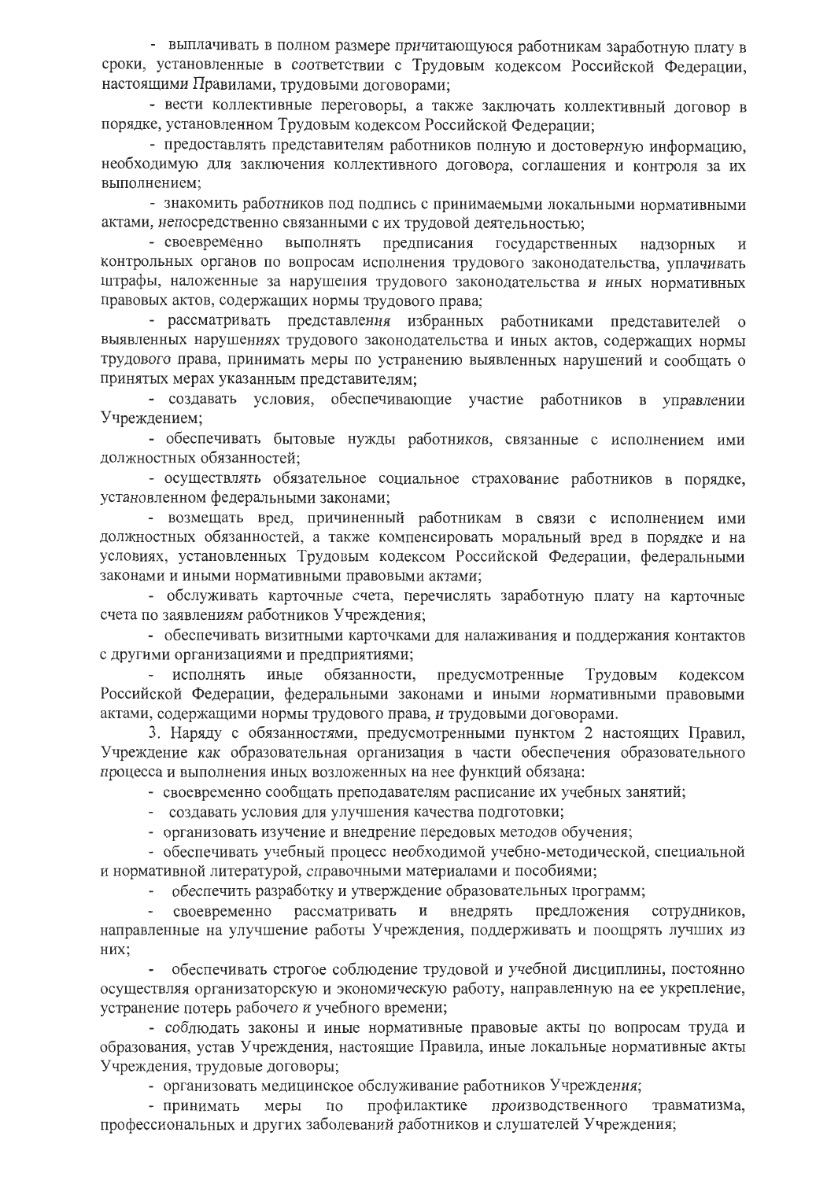- выплачивать в полном размере причитающуюся работникам заработную плату в сроки, установленные в соответствии с Трудовым кодексом Российской Федерации, настоящими Правилами, трудовыми договорами;

- вести коллективные переговоры, а также заключать коллективный договор в порядке, установленном Трудовым кодексом Российской Федерации;

- предоставлять представителям работников полную и достоверную информацию, необходимую для заключения коллективного договора, соглашения и контроля за их выполнением;

- знакомить работников под подпись с принимаемыми локальными нормативными актами, непосредственно связанными с их трудовой деятельностью;

- своевременно выполнять предписания государственных надзорных и контрольных органов по вопросам исполнения трудового законодательства, уплачивать штрафы, наложенные за нарушения трудового законодательства и иных нормативных правовых актов, содержащих нормы трудового права;

- рассматривать представления избранных работниками представителей о выявленных нарушениях трудового законодательства и иных актов, содержащих нормы трудового права, принимать меры по устранению выявленных нарушений и сообщать о принятых мерах указанным представителям;

- создавать условия, обеспечивающие участие работников в управлении Учреждением;

- обеспечивать бытовые нужды работников, связанные с исполнением ими должностных обязанностей;

- осуществлять обязательное социальное страхование работников в порядке, установленном федеральными законами;

- возмещать вред, причиненный работникам в связи с исполнением ими должностных обязанностей, а также компенсировать моральный вред в порядке и на условиях, установленных Трудовым кодексом Российской Федерации, федеральными законами и иными нормативными правовыми актами;

- обслуживать карточные счета, перечислять заработную плату на карточные счета по заявлениям работников Учреждения;

- обеспечивать визитными карточками для налаживания и поддержания контактов с другими организациями и предприятиями;

- исполнять иные обязанности, предусмотренные Трудовым кодексом Российской Федерации, федеральными законами и иными нормативными правовыми актами, содержащими нормы трудового права, и трудовыми договорами.

3. Наряду с обязанностями, предусмотренными пунктом 2 настоящих Правил, Учреждение как образовательная организация в части обеспечения образовательного процесса и выполнения иных возложенных на нее функций обязана:

- своевременно сообщать преподавателям расписание их учебных занятий;

- создавать условия для улучшения качества подготовки;

- организовать изучение и внедрение передовых методов обучения;

- обеспечивать учебный процесс необходимой учебно-методической, специальной и нормативной литературой, справочными материалами и пособиями;

- обеспечить разработку и утверждение образовательных программ;

- своевременно рассматривать и внедрять предложения сотрудников, направленные на улучшение работы Учреждения, поддерживать и поощрять лучших из них;

- обеспечивать строгое соблюдение трудовой и учебной дисциплины, постоянно осуществляя организаторскую и экономическую работу, направленную на ее укрепление, устранение потерь рабочего и учебного времени;

- соблюдать законы и иные нормативные правовые акты по вопросам труда и образования, устав Учреждения, настоящие Правила, иные локальные нормативные акты Учреждения, трудовые договоры;

- организовать медицинское обслуживание работников Учреждения;

- принимать меры по профилактике производственного травматизма, профессиональных и других заболеваний работников и слушателей Учреждения;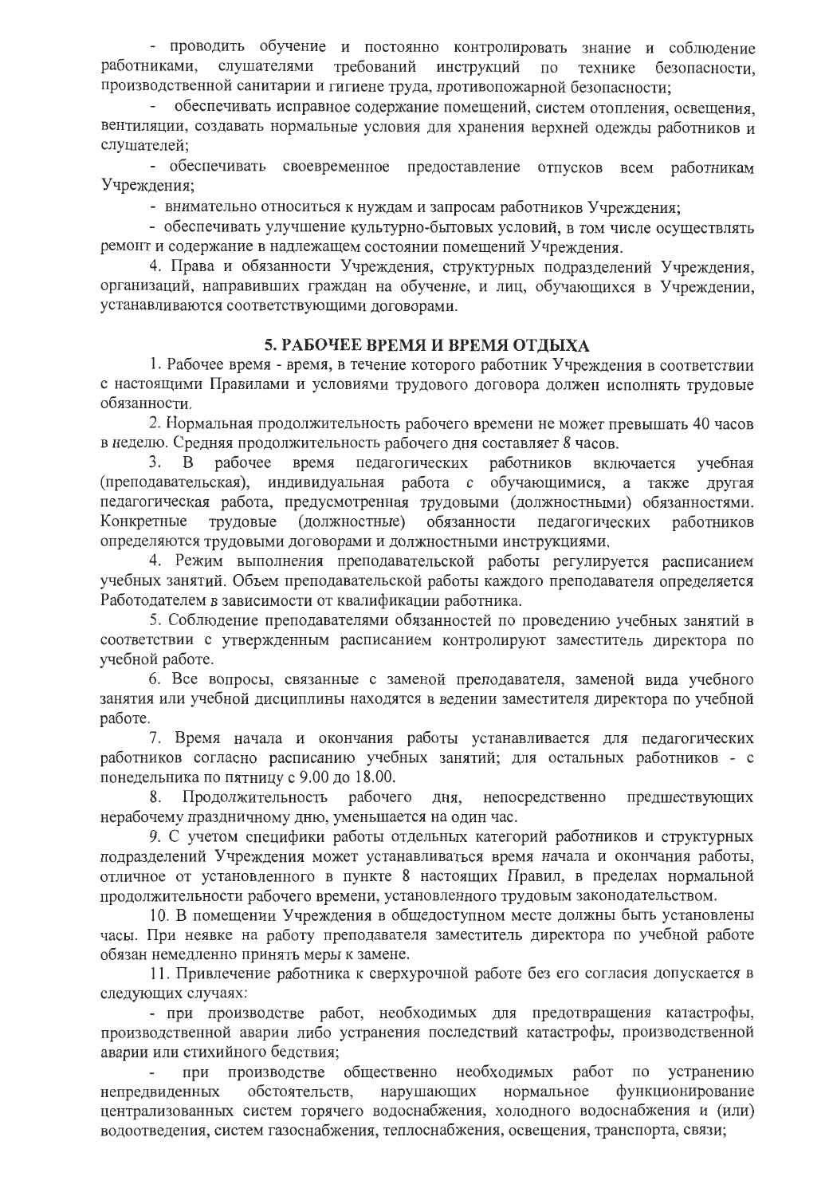- проводить обучение и постоянно контролировать знание и соблюдение работниками, слушателями требований инструкций по технике безопасности, производственной санитарии и гигиене труда, противопожарной безопасности;

- обеспечивать исправное содержание помещений, систем отопления, освещения, вентиляции, создавать нормальные условия для хранения верхней одежды работников и слушателей;

- обеспечивать своевременное предоставление отпусков всем работникам Учреждения;

- внимательно относиться к нуждам и запросам работников Учреждения;

- обеспечивать улучшение культурно-бытовых условий, в том числе осуществлять ремонт и содержание в надлежащем состоянии помещений Учреждения.

4. Права и обязанности Учреждения, структурных подразделений Учреждения, организаций, направивших граждан на обучение, и лиц, обучающихся в Учреждении, устанавливаются соответствующими договорами.

## 5. РАБОЧЕЕ ВРЕМЯ И ВРЕМЯ ОТДЫХА

1. Рабочее время - время, в течение которого работник Учреждения в соответствии с настоящими Правилами и условиями трудового договора должен исполнять трудовые обязанности.

2. Нормальная продолжительность рабочего времени не может превышать 40 часов в неделю. Средняя продолжительность рабочего дня составляет 8 часов.

3. В рабочее время педагогических работников включается учебная (преподавательская), индивидуальная работа с обучающимися, а также другая педагогическая работа, предусмотренная трудовыми (должностными) обязанностями. Конкретные трудовые (должностные) обязанности педагогических работников определяются трудовыми договорами и должностными инструкциями.

4. Режим выполнения преподавательской работы регулируется расписанием учебных занятий. Объем преподавательской работы каждого преподавателя определяется Работодателем в зависимости от квалификации работника.

5. Соблюдение преподавателями обязанностей по проведению учебных занятий в соответствии с утвержденным расписанием контролируют заместитель директора по учебной работе.

6. Все вопросы, связанные с заменой преподавателя, заменой вида учебного занятия или учебной дисциплины находятся в ведении заместителя директора по учебной работе.

7. Время начала и окончания работы устанавливается для педагогических работников согласно расписанию учебных занятий; для остальных работников - с понедельника по пятницу с 9.00 до 18.00.

8. Продолжительность рабочего дня, непосредственно предшествующих нерабочему праздничному дню, уменьшается на один час.

9. С учетом специфики работы отдельных категорий работников и структурных подразделений Учреждения может устанавливаться время начала и окончания работы, отличное от установленного в пункте 8 настоящих Правил, в пределах нормальной продолжительности рабочего времени, установленного трудовым законодательством.

10. В помещении Учреждения в общедоступном месте должны быть установлены часы. При неявке на работу преподавателя заместитель директора по учебной работе обязан немедленно принять меры к замене.

11. Привлечение работника к сверхурочной работе без его согласия допускается в следующих случаях:

- при производстве работ, необходимых для предотвращения катастрофы, производственной аварии либо устранения последствий катастрофы, производственной аварии или стихийного бедствия;

- при производстве общественно необходимых работ по устранению непредвиденных обстоятельств, нарушающих нормальное функционирование централизованных систем горячего водоснабжения, холодного водоснабжения и (или) водоотведения, систем газоснабжения, теплоснабжения, освещения, транспорта, связи;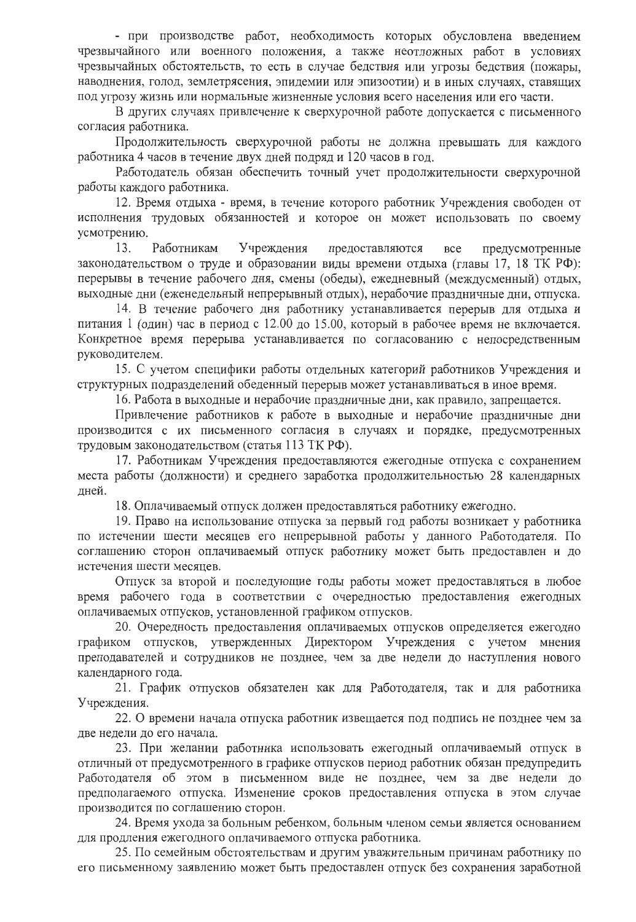- при производстве работ, необходимость которых обусловлена введением чрезвычайного или военного положения, а также неотложных работ в условиях чрезвычайных обстоятельств, то есть в случае бедствия или угрозы бедствия (пожары, наводнения, голод, землетрясения, эпидемии или эпизоотии) и в иных случаях, ставящих под угрозу жизнь или нормальные жизненные условия всего населения или его части.

В других случаях привлечение к сверхурочной работе допускается с письменного согласия работника.

Продолжительность сверхурочной работы не должна превышать для каждого работника 4 часов в течение двух дней подряд и 120 часов в год.

Работодатель обязан обеспечить точный учет продолжительности сверхурочной работы каждого работника.

12. Время отдыха - время, в течение которого работник Учреждения свободен от исполнения трудовых обязанностей и которое он может использовать по своему усмотрению.

13. Работникам Учреждения предоставляются все предусмотренные законодательством о труде и образовании виды времени отдыха (главы 17, 18 ТК РФ): перерывы в течение рабочего дня, смены (обеды), ежедневный (междусменный) отдых, выходные дни (еженедельный непрерывный отдых), нерабочие праздничные дни, отпуска.

14. В течение рабочего дня работнику устанавливается перерыв для отдыха и питания 1 (один) час в период с 12.00 до 15.00, который в рабочее время не включается. Конкретное время перерыва устанавливается по согласованию с непосредственным руководителем.

15. С учетом специфики работы отдельных категорий работников Учреждения и структурных подразделений обеденный перерыв может устанавливаться в иное время.

16. Работа в выходные и нерабочие праздничные дни, как правило, запрещается.

Привлечение работников к работе в выходные и нерабочие праздничные дни производится с их письменного согласия в случаях и порядке, предусмотренных трудовым законодательством (статья 113 ТК РФ).

17. Работникам Учреждения предоставляются ежегодные отпуска с сохранением места работы (должности) и среднего заработка продолжительностью 28 календарных дней.

18. Оплачиваемый отпуск должен предоставляться работнику ежегодно.

19. Право на использование отпуска за первый год работы возникает у работника по истечении шести месяцев его непрерывной работы у данного Работодателя. По соглашению сторон оплачиваемый отпуск работнику может быть предоставлен и до истечения шести месяцев.

Отпуск за второй и последующие годы работы может предоставляться в любое время рабочего года в соответствии с очередностью предоставления ежегодных оплачиваемых отпусков, установленной графиком отпусков.

20. Очередность предоставления оплачиваемых отпусков определяется ежегодно графиком отпусков, утвержденных Директором Учреждения с учетом мнения преподавателей и сотрудников не позднее, чем за две недели до наступления нового календарного года.

21. График отпусков обязателен как для Работодателя, так и для работника Учреждения.

22. О времени начала отпуска работник извещается под подпись не позднее чем за две недели до его начала.

23. При желании работника использовать ежегодный оплачиваемый отпуск в отличный от предусмотренного в графике отпусков период работник обязан предупредить Работодателя об этом в письменном виде не позднее, чем за две недели до предполагаемого отпуска. Изменение сроков предоставления отпуска в этом случае производится по соглашению сторон.

24. Время ухода за больным ребенком, больным членом семьи является основанием для продления ежегодного оплачиваемого отпуска работника.

25. По семейным обстоятельствам и другим уважительным причинам работнику по его письменному заявлению может быть предоставлен отпуск без сохранения заработной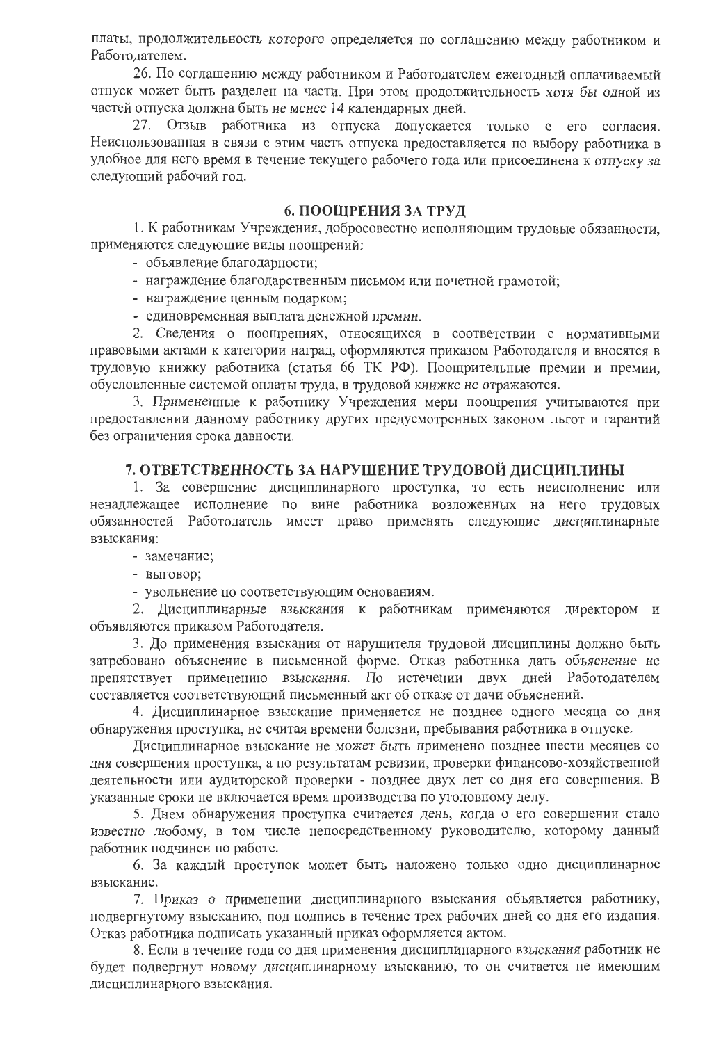платы, продолжительность которого определяется по соглашению между работником и Работодателем.

26. По соглашению между работником и Работодателем ежегодный оплачиваемый отпуск может быть разделен на части. При этом продолжительность хотя бы одной из частей отпуска должна быть не менее 14 календарных дней.

27. Отзыв работника из отпуска допускается только с его согласия. Неиспользованная в связи с этим часть отпуска предоставляется по выбору работника в удобное для него время в течение текущего рабочего года или присоединена к отпуску за следующий рабочий год.

## 6. ПООЩРЕНИЯ ЗА ТРУД

1. К работникам Учреждения, добросовестно исполняющим трудовые обязанности, применяются следующие виды поощрений:

- объявление благодарности;
- награждение благодарственным письмом или почетной грамотой;
- награждение ценным подарком;
- единовременная выплата денежной премии.

2. Сведения о поощрениях, относящихся в соответствии с нормативными правовыми актами к категории наград, оформляются приказом Работодателя и вносятся в трудовую книжку работника (статья 66 ТК РФ). Поощрительные премии и премии, обусловленные системой оплаты труда, в трудовой книжке не отражаются.

3. Примененные к работнику Учреждения меры поощрения учитываются при предоставлении данному работнику других предусмотренных законом льгот и гарантий без ограничения срока давности.

## 7. ОТВЕТСТВЕННОСТЬ ЗА НАРУШЕНИЕ ТРУДОВОЙ ДИСЦИПЛИНЫ

1. За совершение дисциплинарного проступка, то есть неисполнение или ненадлежащее исполнение по вине работника возложенных на него трудовых обязанностей Работодатель имеет право применять следующие дисциплинарные взыскания:

- замечание;
- выговор;
- увольнение по соответствующим основаниям.

2. Дисциплинарные взыскания к работникам применяются директором и объявляются приказом Работодателя.

3. До применения взыскания от нарушителя трудовой дисциплины должно быть затребовано объяснение в письменной форме. Отказ работника дать объяснение не препятствует применению взыскания. По истечении двух дней Работодателем составляется соответствующий письменный акт об отказе от дачи объяснений.

4. Дисциплинарное взыскание применяется не позднее одного месяца со дня обнаружения проступка, не считая времени болезни, пребывания работника в отпуске.

Дисциплинарное взыскание не может быть применено позднее шести месяцев со дня совершения проступка, а по результатам ревизии, проверки финансово-хозяйственной деятельности или аудиторской проверки - позднее двух лет со дня его совершения. В указанные сроки не включается время производства по уголовному делу.

5. Днем обнаружения проступка считается день, когда о его совершении стало известно любому, в том числе непосредственному руководителю, которому данный работник подчинен по работе.

6. За каждый проступок может быть наложено только одно дисциплинарное взыскание.

7. Приказ о применении дисциплинарного взыскания объявляется работнику, подвергнутому взысканию, под подпись в течение трех рабочих дней со дня его издания. Отказ работника подписать указанный приказ оформляется актом.

8. Если в течение года со дня применения дисциплинарного взыскания работник не будет подвергнут новому дисциплинарному взысканию, то он считается не имеющим дисциплинарного взыскания.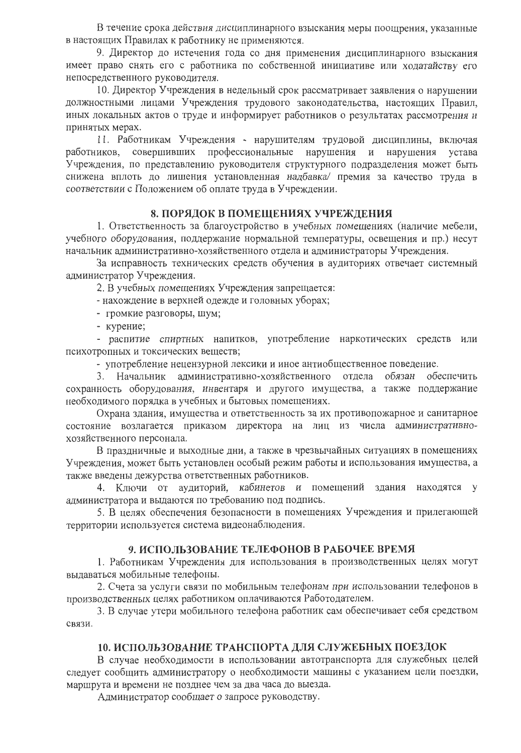В течение срока действия дисциплинарного взыскания меры поощрения, указанные в настоящих Правилах к работнику не применяются.

9. Директор до истечения года со дня применения дисциплинарного взыскания имеет право снять его с работника по собственной инициативе или ходатайству его непосредственного руководителя.

10. Директор Учреждения в недельный срок рассматривает заявления о нарушении должностными лицами Учреждения трудового законодательства, настоящих Правил, иных локальных актов о труде и информирует работников о результатах рассмотрения и принятых мерах.

11. Работникам Учреждения - нарушителям трудовой дисциплины, включая работников, совершивших профессиональные нарушения и нарушения устава Учреждения, по представлению руководителя структурного подразделения может быть снижена вплоть до лишения установленная надбавка/ премия за качество труда в соответствии с Положением об оплате труда в Учреждении.

## 8. ПОРЯДОК В ПОМЕЩЕНИЯХ УЧРЕЖДЕНИЯ

1. Ответственность за благоустройство в учебных помещениях (наличие мебели, учебного оборудования, поддержание нормальной температуры, освещения и пр.) несут начальник административно-хозяйственного отдела и администраторы Учреждения.

За исправность технических средств обучения в аудиториях отвечает системный администратор Учреждения.

2. В учебных помещениях Учреждения запрещается:

- нахождение в верхней одежде и головных уборах;
- громкие разговоры, шум;
- курение;
- распитие спиртных напитков, употребление наркотических средств или психотропных и токсических веществ;
- употребление нецензурной лексики и иное антиобщественное поведение.

3. Начальник административно-хозяйственного отдела обязан обеспечить сохранность оборудования, инвентаря и другого имущества, а также поддержание необходимого порядка в учебных и бытовых помещениях.

Охрана здания, имущества и ответственность за их противопожарное и санитарное состояние возлагается приказом директора на лиц из числа административно-хозяйственного персонала.

В праздничные и выходные дни, а также в чрезвычайных ситуациях в помещениях Учреждения, может быть установлен особый режим работы и использования имущества, а также введены дежурства ответственных работников.

4. Ключи от аудиторий, кабинетов и помещений здания находятся у администратора и выдаются по требованию под подпись.

5. В целях обеспечения безопасности в помещениях Учреждения и прилегающей территории используется система видеонаблюдения.

## 9. ИСПОЛЬЗОВАНИЕ ТЕЛЕФОНОВ В РАБОЧЕЕ ВРЕМЯ

1. Работникам Учреждения для использования в производственных целях могут выдаваться мобильные телефоны.

2. Счета за услуги связи по мобильным телефонам при использовании телефонов в производственных целях работником оплачиваются Работодателем.

3. В случае утери мобильного телефона работник сам обеспечивает себя средством связи.

## 10. ИСПОЛЬЗОВАНИЕ ТРАНСПОРТА ДЛЯ СЛУЖЕБНЫХ ПОЕЗДОК

В случае необходимости в использовании автотранспорта для служебных целей следует сообщить администратору о необходимости машины с указанием цели поездки, маршрута и времени не позднее чем за два часа до выезда.

Администратор сообщает о запросе руководству.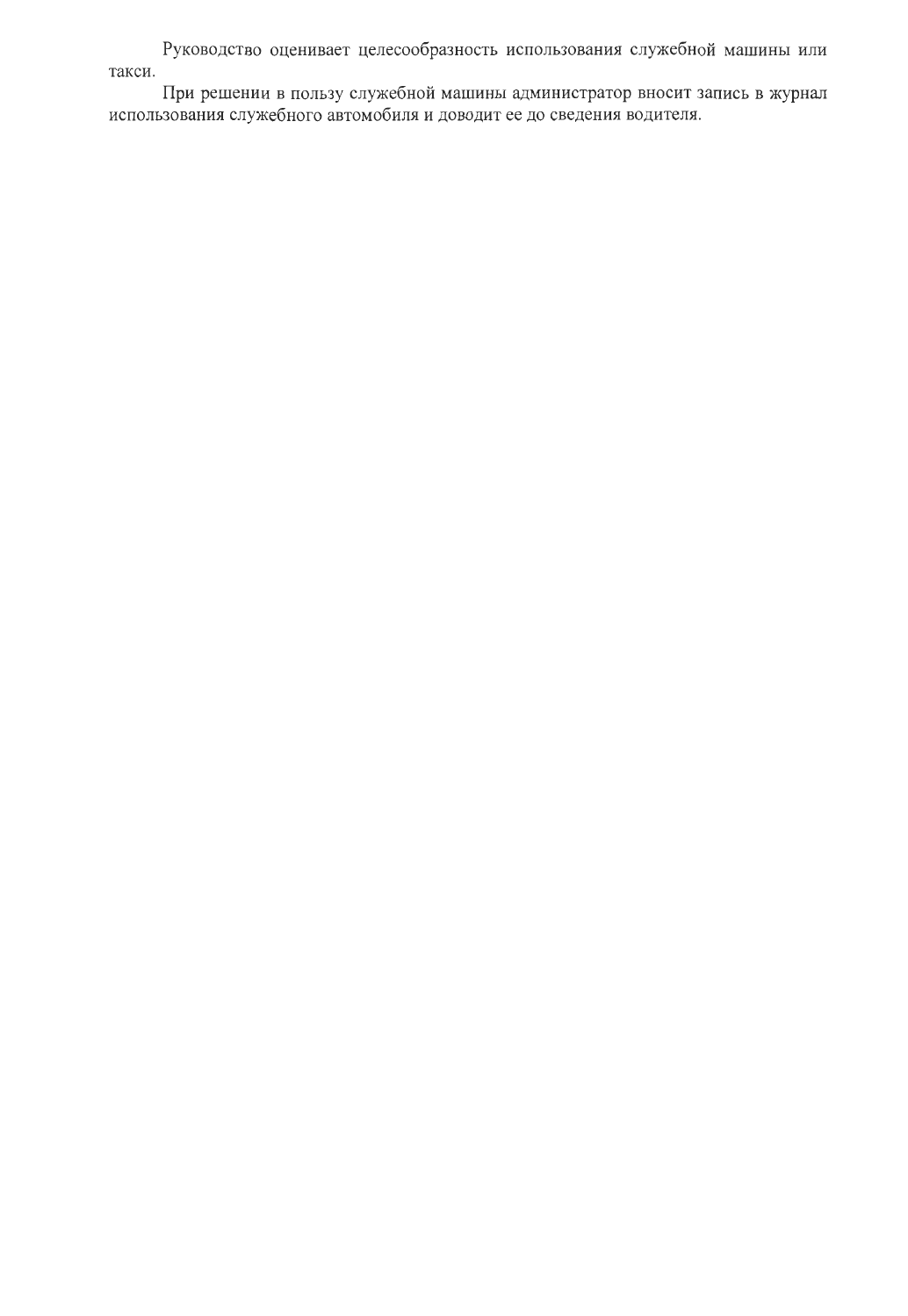Руководство оценивает целесообразность использования служебной машины или такси.

При решении в пользу служебной машины администратор вносит запись в журнал использования служебного автомобиля и доводит ее до сведения водителя.